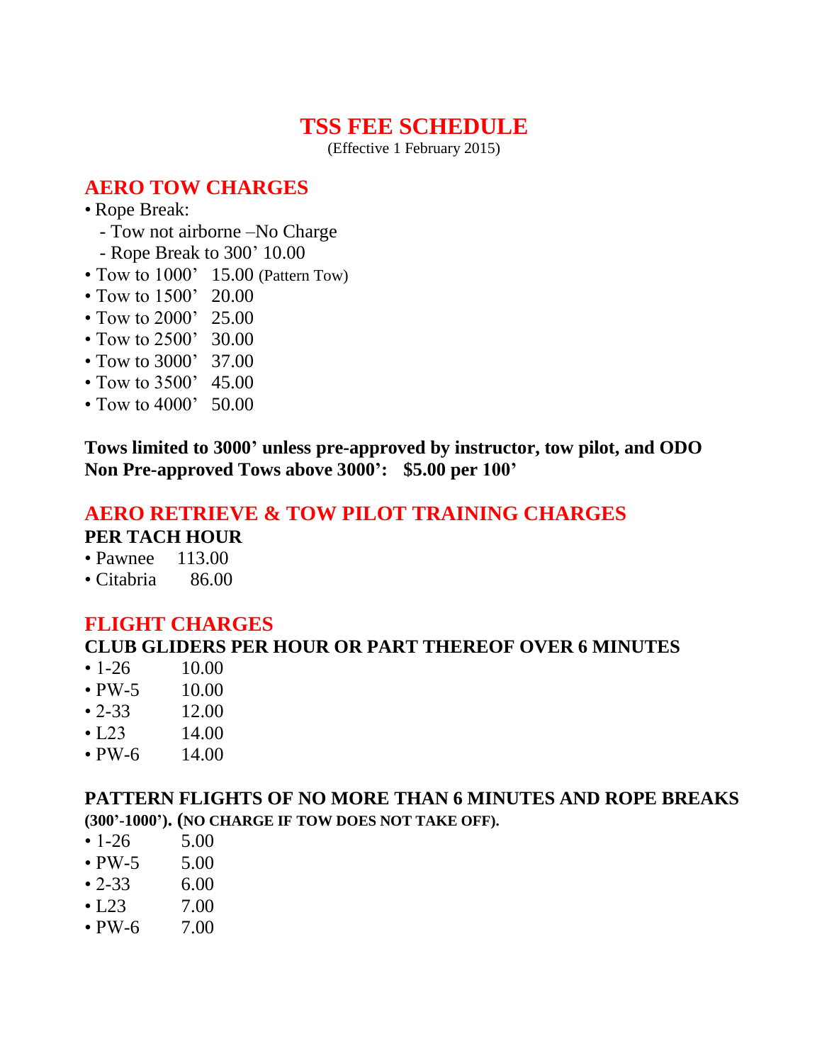# TSS FEE SCHEDULE

(Effective 1 February 2015)

## AERO TOW CHARGES

- Rope Break:
  - Tow not airborne –No Charge
  - Rope Break to 300' 10.00
- Tow to 1000'  15.00 (Pattern Tow)
- Tow to 1500'  20.00
- Tow to 2000'  25.00
- Tow to 2500'  30.00
- Tow to 3000'  37.00
- Tow to 3500'  45.00
- Tow to 4000'  50.00

**Tows limited to 3000' unless pre-approved by instructor, tow pilot, and ODO**
**Non Pre-approved Tows above 3000': $5.00 per 100'**

## AERO RETRIEVE & TOW PILOT TRAINING CHARGES

**PER TACH HOUR**

- Pawnee  113.00
- Citabria  86.00

## FLIGHT CHARGES

**CLUB GLIDERS PER HOUR OR PART THEREOF OVER 6 MINUTES**

- 1-26  10.00
- PW-5  10.00
- 2-33  12.00
- L23  14.00
- PW-6  14.00

**PATTERN FLIGHTS OF NO MORE THAN 6 MINUTES AND ROPE BREAKS (300'-1000'). (NO CHARGE IF TOW DOES NOT TAKE OFF).**

- 1-26  5.00
- PW-5  5.00
- 2-33  6.00
- L23  7.00
- PW-6  7.00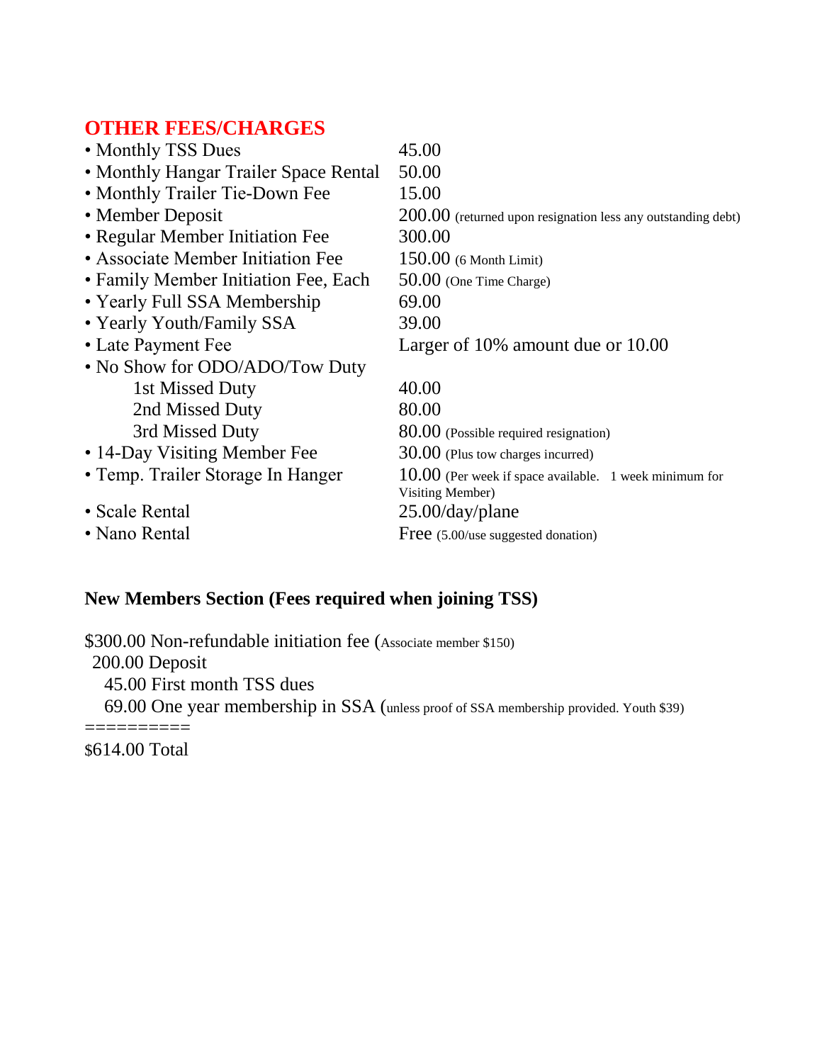## OTHER FEES/CHARGES

| | |
|---|---|
| • Monthly TSS Dues | 45.00 |
| • Monthly Hangar Trailer Space Rental | 50.00 |
| • Monthly Trailer Tie-Down Fee | 15.00 |
| • Member Deposit | 200.00 (returned upon resignation less any outstanding debt) |
| • Regular Member Initiation Fee | 300.00 |
| • Associate Member Initiation Fee | 150.00 (6 Month Limit) |
| • Family Member Initiation Fee, Each | 50.00 (One Time Charge) |
| • Yearly Full SSA Membership | 69.00 |
| • Yearly Youth/Family SSA | 39.00 |
| • Late Payment Fee | Larger of 10% amount due or 10.00 |
| • No Show for ODO/ADO/Tow Duty | |
| 1st Missed Duty | 40.00 |
| 2nd Missed Duty | 80.00 |
| 3rd Missed Duty | 80.00 (Possible required resignation) |
| • 14-Day Visiting Member Fee | 30.00 (Plus tow charges incurred) |
| • Temp. Trailer Storage In Hanger | 10.00 (Per week if space available. 1 week minimum for Visiting Member) |
| • Scale Rental | 25.00/day/plane |
| • Nano Rental | Free (5.00/use suggested donation) |

**New Members Section (Fees required when joining TSS)**

$300.00 Non-refundable initiation fee (Associate member $150)
200.00 Deposit
45.00 First month TSS dues
69.00 One year membership in SSA (unless proof of SSA membership provided. Youth $39)
==========
$614.00 Total